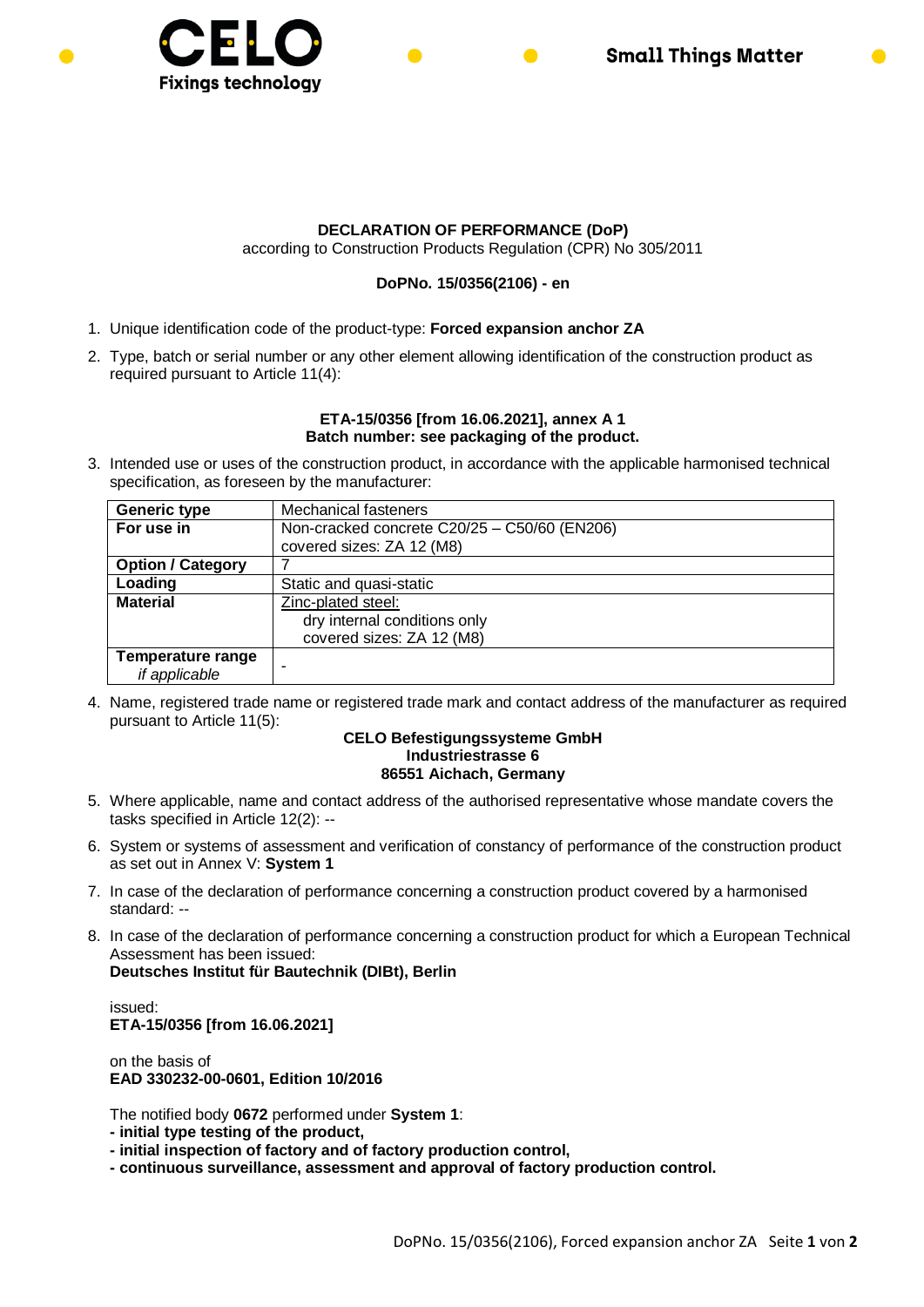# DECLARATION OF PERFORMANCE (DoP)

according to Construction Products Regulation (CPR) No 305/2011

**DoPNo. 15/0356(2106) - en**

1. Unique identification code of the product-type: **Forced expansion anchor ZA**

2. Type, batch or serial number or any other element allowing identification of the construction product as required pursuant to Article 11(4):

   **ETA-15/0356 [from 16.06.2021], annex A 1**
   **Batch number: see packaging of the product.**

3. Intended use or uses of the construction product, in accordance with the applicable harmonised technical specification, as foreseen by the manufacturer:

| **Generic type** | Mechanical fasteners |
|---|---|
| **For use in** | Non-cracked concrete C20/25 – C50/60 (EN206)<br>covered sizes: ZA 12 (M8) |
| **Option / Category** | 7 |
| **Loading** | Static and quasi-static |
| **Material** | Zinc-plated steel:<br>dry internal conditions only<br>covered sizes: ZA 12 (M8) |
| **Temperature range**<br>*if applicable* | - |

4. Name, registered trade name or registered trade mark and contact address of the manufacturer as required pursuant to Article 11(5):

   **CELO Befestigungssysteme GmbH**
   **Industriestrasse 6**
   **86551 Aichach, Germany**

5. Where applicable, name and contact address of the authorised representative whose mandate covers the tasks specified in Article 12(2): --

6. System or systems of assessment and verification of constancy of performance of the construction product as set out in Annex V: **System 1**

7. In case of the declaration of performance concerning a construction product covered by a harmonised standard: --

8. In case of the declaration of performance concerning a construction product for which a European Technical Assessment has been issued:
   **Deutsches Institut für Bautechnik (DIBt), Berlin**

   issued:
   **ETA-15/0356 [from 16.06.2021]**

   on the basis of
   **EAD 330232-00-0601, Edition 10/2016**

   The notified body **0672** performed under **System 1**:
   **- initial type testing of the product,**
   **- initial inspection of factory and of factory production control,**
   **- continuous surveillance, assessment and approval of factory production control.**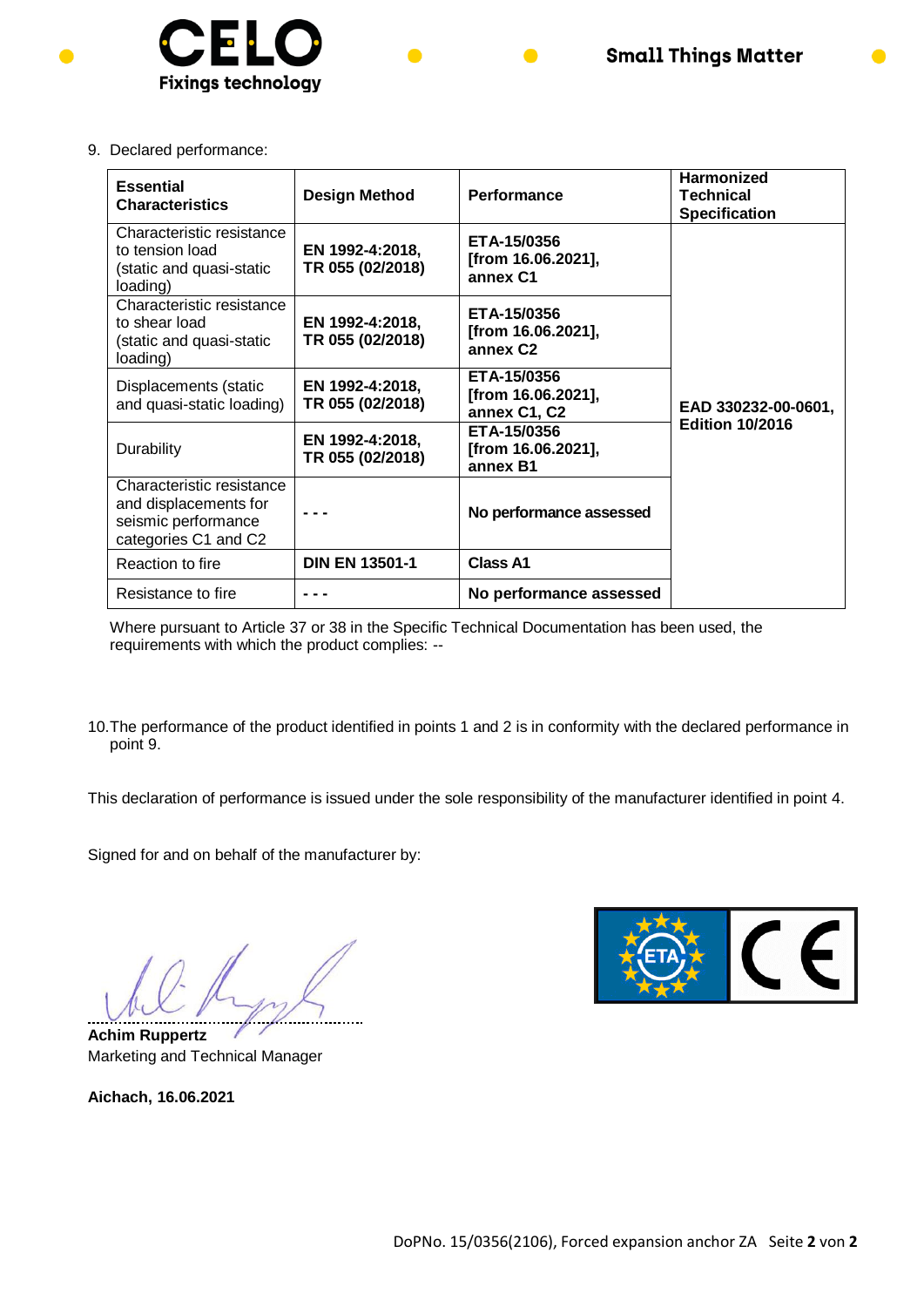9. Declared performance:

| Essential Characteristics | Design Method | Performance | Harmonized Technical Specification |
|---|---|---|---|
| Characteristic resistance to tension load (static and quasi-static loading) | **EN 1992-4:2018, TR 055 (02/2018)** | **ETA-15/0356 [from 16.06.2021], annex C1** | **EAD 330232-00-0601, Edition 10/2016** |
| Characteristic resistance to shear load (static and quasi-static loading) | **EN 1992-4:2018, TR 055 (02/2018)** | **ETA-15/0356 [from 16.06.2021], annex C2** | |
| Displacements (static and quasi-static loading) | **EN 1992-4:2018, TR 055 (02/2018)** | **ETA-15/0356 [from 16.06.2021], annex C1, C2** | |
| Durability | **EN 1992-4:2018, TR 055 (02/2018)** | **ETA-15/0356 [from 16.06.2021], annex B1** | |
| Characteristic resistance and displacements for seismic performance categories C1 and C2 | **- - -** | **No performance assessed** | |
| Reaction to fire | **DIN EN 13501-1** | **Class A1** | |
| Resistance to fire | **- - -** | **No performance assessed** | |

Where pursuant to Article 37 or 38 in the Specific Technical Documentation has been used, the requirements with which the product complies: --

10. The performance of the product identified in points 1 and 2 is in conformity with the declared performance in point 9.

This declaration of performance is issued under the sole responsibility of the manufacturer identified in point 4.

Signed for and on behalf of the manufacturer by:

**Achim Ruppertz**
Marketing and Technical Manager

**Aichach, 16.06.2021**